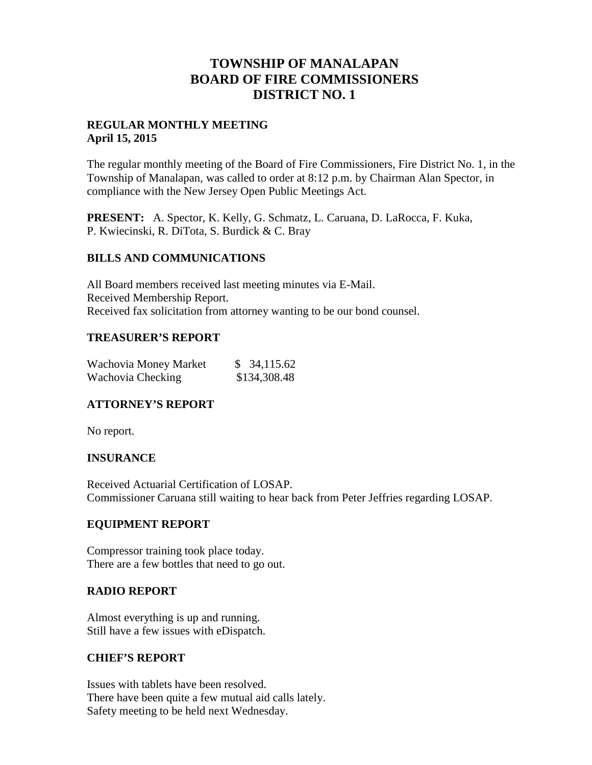# TOWNSHIP OF MANALAPAN
# BOARD OF FIRE COMMISSIONERS
# DISTRICT NO. 1

**REGULAR MONTHLY MEETING**
**April 15, 2015**

The regular monthly meeting of the Board of Fire Commissioners, Fire District No. 1, in the Township of Manalapan, was called to order at 8:12 p.m. by Chairman Alan Spector, in compliance with the New Jersey Open Public Meetings Act.

**PRESENT:** A. Spector, K. Kelly, G. Schmatz, L. Caruana, D. LaRocca, F. Kuka, P. Kwiecinski, R. DiTota, S. Burdick & C. Bray

## BILLS AND COMMUNICATIONS

All Board members received last meeting minutes via E-Mail.
Received Membership Report.
Received fax solicitation from attorney wanting to be our bond counsel.

## TREASURER'S REPORT

| | |
|---|---|
| Wachovia Money Market | $ 34,115.62 |
| Wachovia Checking | $134,308.48 |

## ATTORNEY'S REPORT

No report.

## INSURANCE

Received Actuarial Certification of LOSAP.
Commissioner Caruana still waiting to hear back from Peter Jeffries regarding LOSAP.

## EQUIPMENT REPORT

Compressor training took place today.
There are a few bottles that need to go out.

## RADIO REPORT

Almost everything is up and running.
Still have a few issues with eDispatch.

## CHIEF'S REPORT

Issues with tablets have been resolved.
There have been quite a few mutual aid calls lately.
Safety meeting to be held next Wednesday.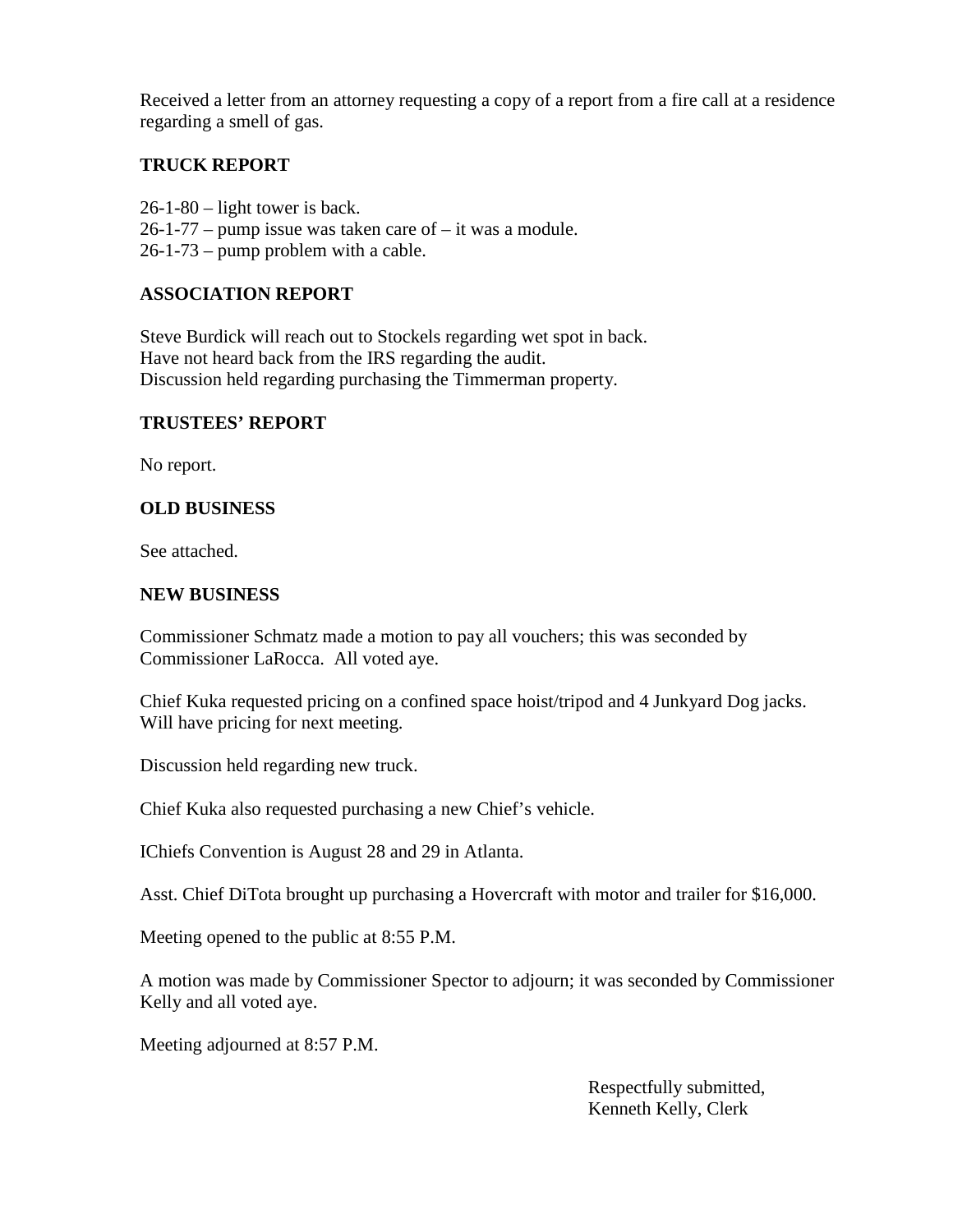Received a letter from an attorney requesting a copy of a report from a fire call at a residence regarding a smell of gas.

**TRUCK REPORT**

26-1-80 – light tower is back.
26-1-77 – pump issue was taken care of – it was a module.
26-1-73 – pump problem with a cable.

**ASSOCIATION REPORT**

Steve Burdick will reach out to Stockels regarding wet spot in back.
Have not heard back from the IRS regarding the audit.
Discussion held regarding purchasing the Timmerman property.

**TRUSTEES' REPORT**

No report.

**OLD BUSINESS**

See attached.

**NEW BUSINESS**

Commissioner Schmatz made a motion to pay all vouchers; this was seconded by Commissioner LaRocca. All voted aye.

Chief Kuka requested pricing on a confined space hoist/tripod and 4 Junkyard Dog jacks. Will have pricing for next meeting.

Discussion held regarding new truck.

Chief Kuka also requested purchasing a new Chief's vehicle.

IChiefs Convention is August 28 and 29 in Atlanta.

Asst. Chief DiTota brought up purchasing a Hovercraft with motor and trailer for $16,000.

Meeting opened to the public at 8:55 P.M.

A motion was made by Commissioner Spector to adjourn; it was seconded by Commissioner Kelly and all voted aye.

Meeting adjourned at 8:57 P.M.

Respectfully submitted,
Kenneth Kelly, Clerk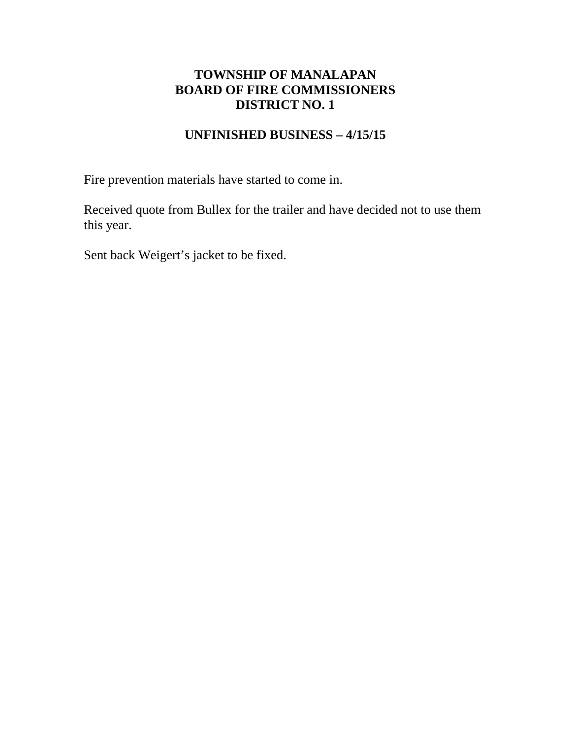**TOWNSHIP OF MANALAPAN**
**BOARD OF FIRE COMMISSIONERS**
**DISTRICT NO. 1**

**UNFINISHED BUSINESS – 4/15/15**

Fire prevention materials have started to come in.

Received quote from Bullex for the trailer and have decided not to use them this year.

Sent back Weigert's jacket to be fixed.